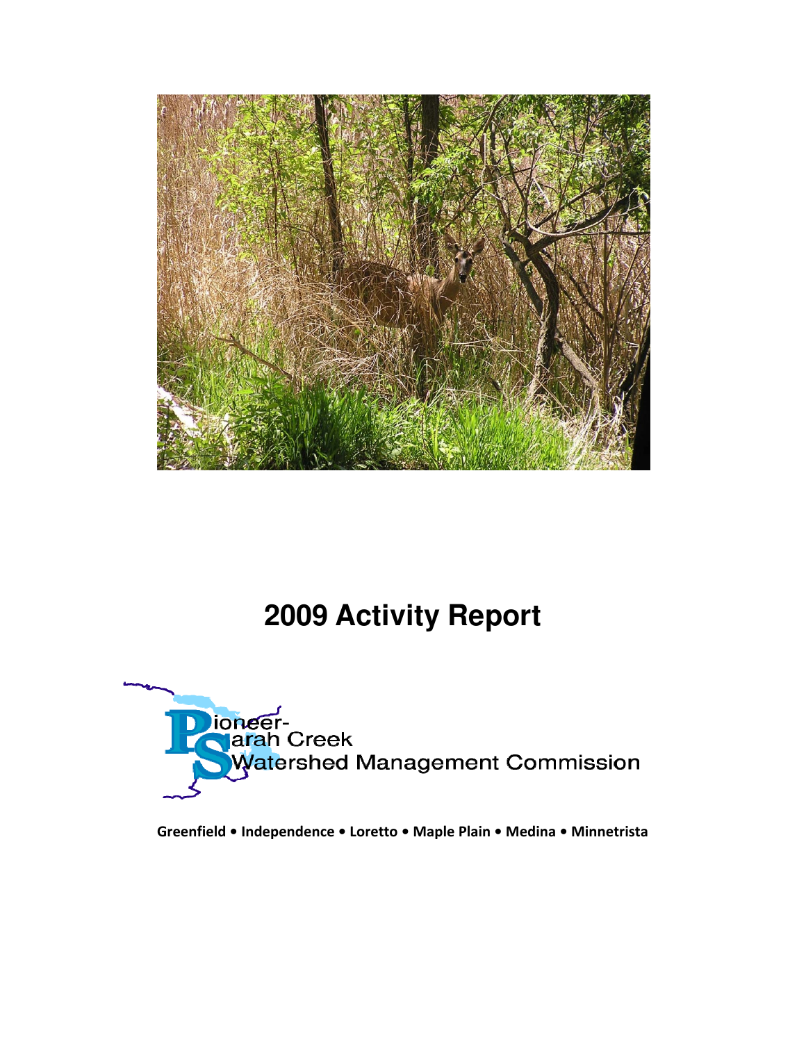# 2009 Activity Report

Pioneer-Sarah Creek Watershed Management Commission

**Greenfield • Independence • Loretto • Maple Plain • Medina • Minnetrista**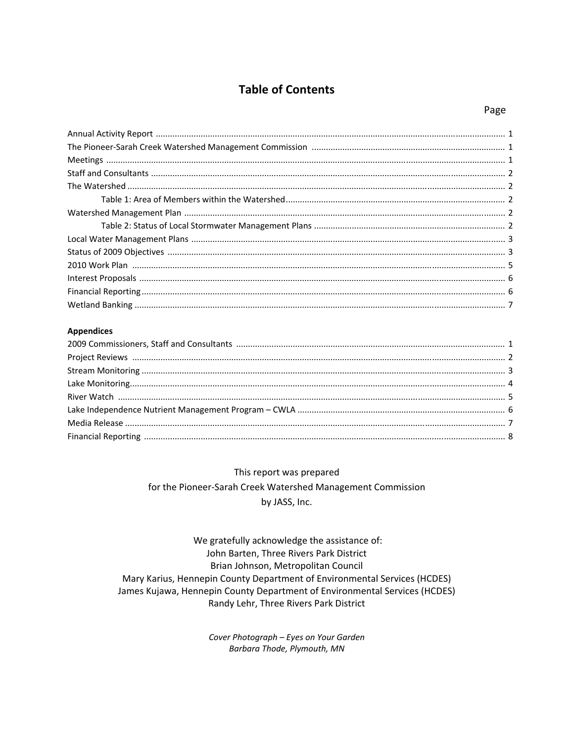# Table of Contents

| | Page |
|---|---|
| Annual Activity Report | 1 |
| The Pioneer-Sarah Creek Watershed Management Commission | 1 |
| Meetings | 1 |
| Staff and Consultants | 2 |
| The Watershed | 2 |
| Table 1: Area of Members within the Watershed | 2 |
| Watershed Management Plan | 2 |
| Table 2: Status of Local Stormwater Management Plans | 2 |
| Local Water Management Plans | 3 |
| Status of 2009 Objectives | 3 |
| 2010 Work Plan | 5 |
| Interest Proposals | 6 |
| Financial Reporting | 6 |
| Wetland Banking | 7 |

**Appendices**

| | |
|---|---|
| 2009 Commissioners, Staff and Consultants | 1 |
| Project Reviews | 2 |
| Stream Monitoring | 3 |
| Lake Monitoring | 4 |
| River Watch | 5 |
| Lake Independence Nutrient Management Program – CWLA | 6 |
| Media Release | 7 |
| Financial Reporting | 8 |

This report was prepared
for the Pioneer-Sarah Creek Watershed Management Commission
by JASS, Inc.

We gratefully acknowledge the assistance of:
John Barten, Three Rivers Park District
Brian Johnson, Metropolitan Council
Mary Karius, Hennepin County Department of Environmental Services (HCDES)
James Kujawa, Hennepin County Department of Environmental Services (HCDES)
Randy Lehr, Three Rivers Park District

*Cover Photograph – Eyes on Your Garden*
*Barbara Thode, Plymouth, MN*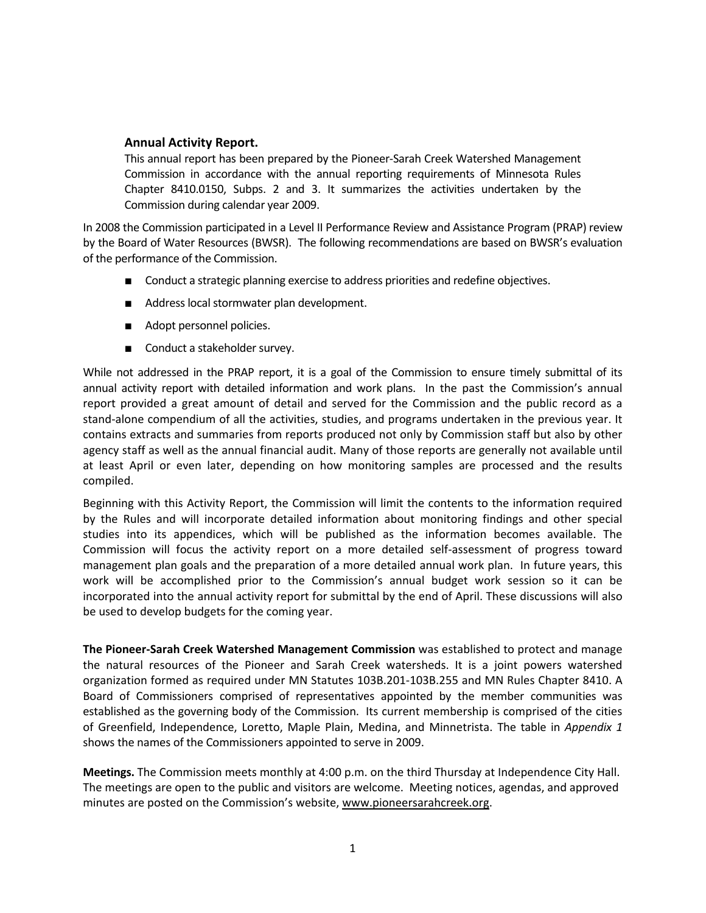### Annual Activity Report.

This annual report has been prepared by the Pioneer-Sarah Creek Watershed Management Commission in accordance with the annual reporting requirements of Minnesota Rules Chapter 8410.0150, Subps. 2 and 3. It summarizes the activities undertaken by the Commission during calendar year 2009.

In 2008 the Commission participated in a Level II Performance Review and Assistance Program (PRAP) review by the Board of Water Resources (BWSR). The following recommendations are based on BWSR's evaluation of the performance of the Commission.

- Conduct a strategic planning exercise to address priorities and redefine objectives.
- Address local stormwater plan development.
- Adopt personnel policies.
- Conduct a stakeholder survey.

While not addressed in the PRAP report, it is a goal of the Commission to ensure timely submittal of its annual activity report with detailed information and work plans. In the past the Commission's annual report provided a great amount of detail and served for the Commission and the public record as a stand-alone compendium of all the activities, studies, and programs undertaken in the previous year. It contains extracts and summaries from reports produced not only by Commission staff but also by other agency staff as well as the annual financial audit. Many of those reports are generally not available until at least April or even later, depending on how monitoring samples are processed and the results compiled.

Beginning with this Activity Report, the Commission will limit the contents to the information required by the Rules and will incorporate detailed information about monitoring findings and other special studies into its appendices, which will be published as the information becomes available. The Commission will focus the activity report on a more detailed self-assessment of progress toward management plan goals and the preparation of a more detailed annual work plan. In future years, this work will be accomplished prior to the Commission's annual budget work session so it can be incorporated into the annual activity report for submittal by the end of April. These discussions will also be used to develop budgets for the coming year.

**The Pioneer-Sarah Creek Watershed Management Commission** was established to protect and manage the natural resources of the Pioneer and Sarah Creek watersheds. It is a joint powers watershed organization formed as required under MN Statutes 103B.201-103B.255 and MN Rules Chapter 8410. A Board of Commissioners comprised of representatives appointed by the member communities was established as the governing body of the Commission. Its current membership is comprised of the cities of Greenfield, Independence, Loretto, Maple Plain, Medina, and Minnetrista. The table in *Appendix 1* shows the names of the Commissioners appointed to serve in 2009.

**Meetings.** The Commission meets monthly at 4:00 p.m. on the third Thursday at Independence City Hall. The meetings are open to the public and visitors are welcome. Meeting notices, agendas, and approved minutes are posted on the Commission's website, www.pioneersarahcreek.org.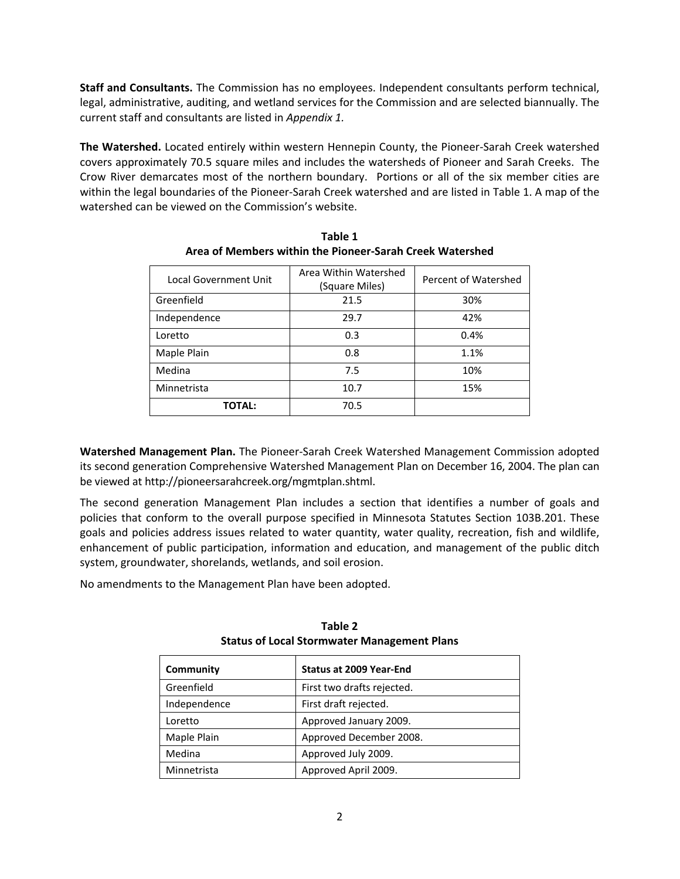**Staff and Consultants.** The Commission has no employees. Independent consultants perform technical, legal, administrative, auditing, and wetland services for the Commission and are selected biannually. The current staff and consultants are listed in *Appendix 1.*

**The Watershed.** Located entirely within western Hennepin County, the Pioneer-Sarah Creek watershed covers approximately 70.5 square miles and includes the watersheds of Pioneer and Sarah Creeks. The Crow River demarcates most of the northern boundary. Portions or all of the six member cities are within the legal boundaries of the Pioneer-Sarah Creek watershed and are listed in Table 1. A map of the watershed can be viewed on the Commission's website.

**Table 1**
**Area of Members within the Pioneer-Sarah Creek Watershed**

| Local Government Unit | Area Within Watershed (Square Miles) | Percent of Watershed |
|---|---|---|
| Greenfield | 21.5 | 30% |
| Independence | 29.7 | 42% |
| Loretto | 0.3 | 0.4% |
| Maple Plain | 0.8 | 1.1% |
| Medina | 7.5 | 10% |
| Minnetrista | 10.7 | 15% |
| **TOTAL:** | 70.5 | |

**Watershed Management Plan.** The Pioneer-Sarah Creek Watershed Management Commission adopted its second generation Comprehensive Watershed Management Plan on December 16, 2004. The plan can be viewed at http://pioneersarahcreek.org/mgmtplan.shtml.

The second generation Management Plan includes a section that identifies a number of goals and policies that conform to the overall purpose specified in Minnesota Statutes Section 103B.201. These goals and policies address issues related to water quantity, water quality, recreation, fish and wildlife, enhancement of public participation, information and education, and management of the public ditch system, groundwater, shorelands, wetlands, and soil erosion.

No amendments to the Management Plan have been adopted.

**Table 2**
**Status of Local Stormwater Management Plans**

| **Community** | **Status at 2009 Year-End** |
|---|---|
| Greenfield | First two drafts rejected. |
| Independence | First draft rejected. |
| Loretto | Approved January 2009. |
| Maple Plain | Approved December 2008. |
| Medina | Approved July 2009. |
| Minnetrista | Approved April 2009. |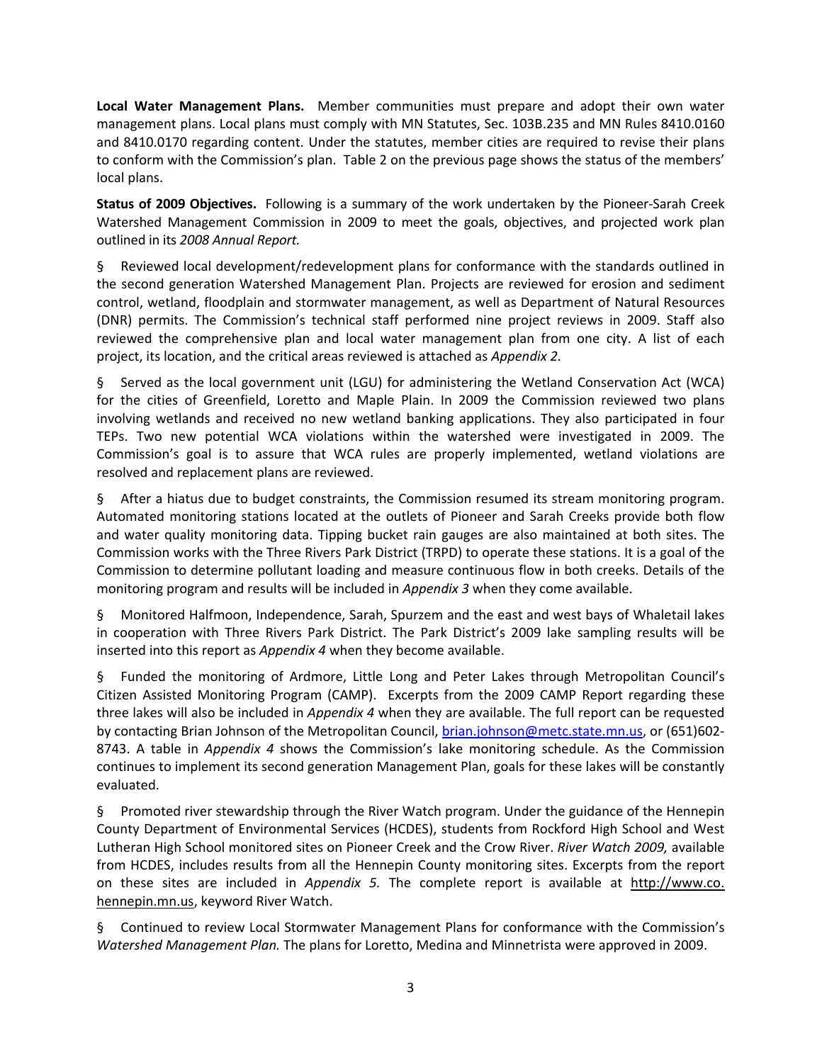**Local Water Management Plans.** Member communities must prepare and adopt their own water management plans. Local plans must comply with MN Statutes, Sec. 103B.235 and MN Rules 8410.0160 and 8410.0170 regarding content. Under the statutes, member cities are required to revise their plans to conform with the Commission's plan. Table 2 on the previous page shows the status of the members' local plans.

**Status of 2009 Objectives.** Following is a summary of the work undertaken by the Pioneer-Sarah Creek Watershed Management Commission in 2009 to meet the goals, objectives, and projected work plan outlined in its *2008 Annual Report.*

§ Reviewed local development/redevelopment plans for conformance with the standards outlined in the second generation Watershed Management Plan. Projects are reviewed for erosion and sediment control, wetland, floodplain and stormwater management, as well as Department of Natural Resources (DNR) permits. The Commission's technical staff performed nine project reviews in 2009. Staff also reviewed the comprehensive plan and local water management plan from one city. A list of each project, its location, and the critical areas reviewed is attached as *Appendix 2*.

§ Served as the local government unit (LGU) for administering the Wetland Conservation Act (WCA) for the cities of Greenfield, Loretto and Maple Plain. In 2009 the Commission reviewed two plans involving wetlands and received no new wetland banking applications. They also participated in four TEPs. Two new potential WCA violations within the watershed were investigated in 2009. The Commission's goal is to assure that WCA rules are properly implemented, wetland violations are resolved and replacement plans are reviewed.

§ After a hiatus due to budget constraints, the Commission resumed its stream monitoring program. Automated monitoring stations located at the outlets of Pioneer and Sarah Creeks provide both flow and water quality monitoring data. Tipping bucket rain gauges are also maintained at both sites. The Commission works with the Three Rivers Park District (TRPD) to operate these stations. It is a goal of the Commission to determine pollutant loading and measure continuous flow in both creeks. Details of the monitoring program and results will be included in *Appendix 3* when they come available.

§ Monitored Halfmoon, Independence, Sarah, Spurzem and the east and west bays of Whaletail lakes in cooperation with Three Rivers Park District. The Park District's 2009 lake sampling results will be inserted into this report as *Appendix 4* when they become available.

§ Funded the monitoring of Ardmore, Little Long and Peter Lakes through Metropolitan Council's Citizen Assisted Monitoring Program (CAMP). Excerpts from the 2009 CAMP Report regarding these three lakes will also be included in *Appendix 4* when they are available. The full report can be requested by contacting Brian Johnson of the Metropolitan Council, brian.johnson@metc.state.mn.us, or (651)602-8743. A table in *Appendix 4* shows the Commission's lake monitoring schedule. As the Commission continues to implement its second generation Management Plan, goals for these lakes will be constantly evaluated.

§ Promoted river stewardship through the River Watch program. Under the guidance of the Hennepin County Department of Environmental Services (HCDES), students from Rockford High School and West Lutheran High School monitored sites on Pioneer Creek and the Crow River. *River Watch 2009,* available from HCDES, includes results from all the Hennepin County monitoring sites. Excerpts from the report on these sites are included in *Appendix 5.* The complete report is available at http://www.co.hennepin.mn.us, keyword River Watch.

§ Continued to review Local Stormwater Management Plans for conformance with the Commission's *Watershed Management Plan.* The plans for Loretto, Medina and Minnetrista were approved in 2009.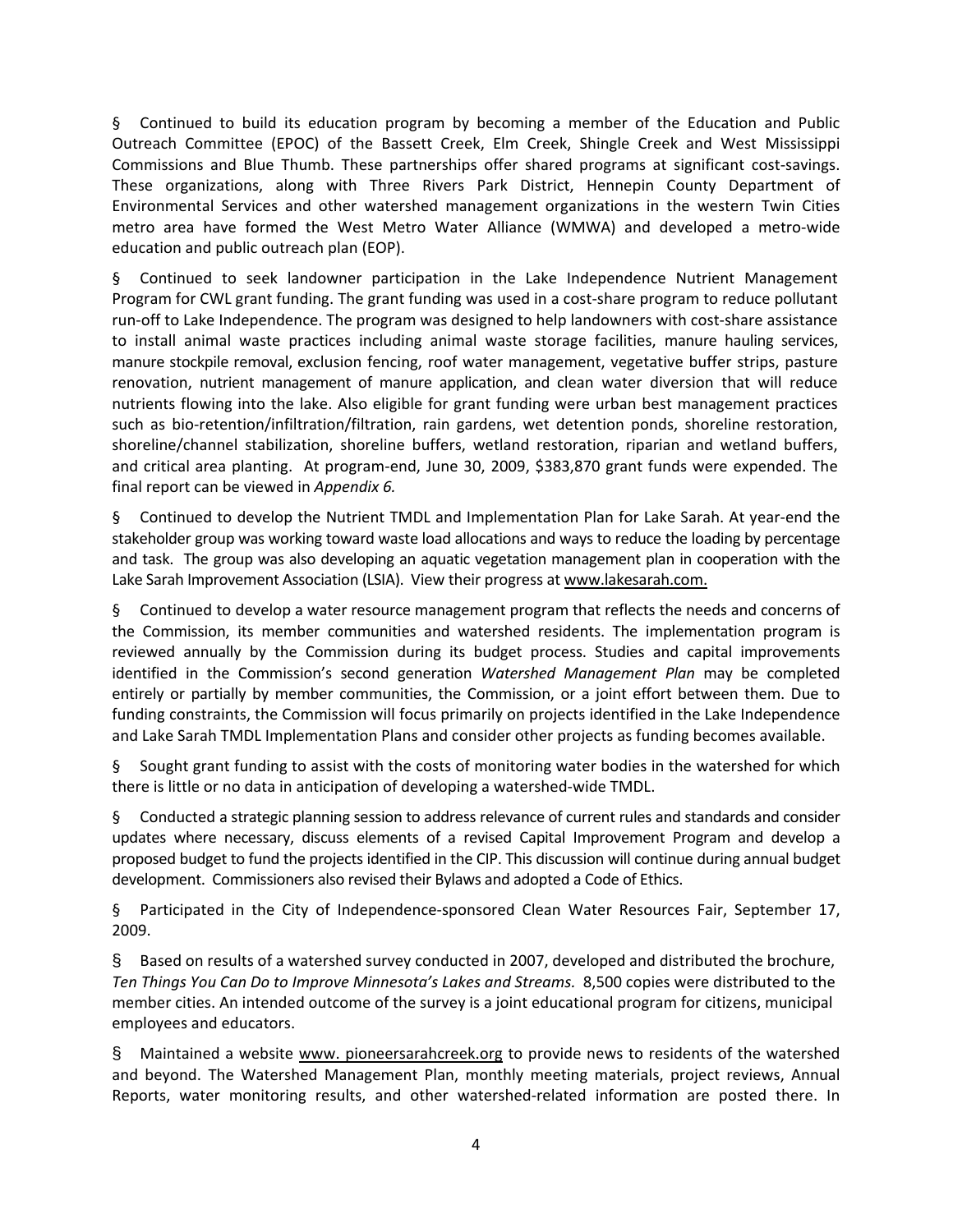§ Continued to build its education program by becoming a member of the Education and Public Outreach Committee (EPOC) of the Bassett Creek, Elm Creek, Shingle Creek and West Mississippi Commissions and Blue Thumb. These partnerships offer shared programs at significant cost-savings. These organizations, along with Three Rivers Park District, Hennepin County Department of Environmental Services and other watershed management organizations in the western Twin Cities metro area have formed the West Metro Water Alliance (WMWA) and developed a metro-wide education and public outreach plan (EOP).

§ Continued to seek landowner participation in the Lake Independence Nutrient Management Program for CWL grant funding. The grant funding was used in a cost-share program to reduce pollutant run-off to Lake Independence. The program was designed to help landowners with cost-share assistance to install animal waste practices including animal waste storage facilities, manure hauling services, manure stockpile removal, exclusion fencing, roof water management, vegetative buffer strips, pasture renovation, nutrient management of manure application, and clean water diversion that will reduce nutrients flowing into the lake. Also eligible for grant funding were urban best management practices such as bio-retention/infiltration/filtration, rain gardens, wet detention ponds, shoreline restoration, shoreline/channel stabilization, shoreline buffers, wetland restoration, riparian and wetland buffers, and critical area planting. At program-end, June 30, 2009, $383,870 grant funds were expended. The final report can be viewed in *Appendix 6.*

§ Continued to develop the Nutrient TMDL and Implementation Plan for Lake Sarah. At year-end the stakeholder group was working toward waste load allocations and ways to reduce the loading by percentage and task. The group was also developing an aquatic vegetation management plan in cooperation with the Lake Sarah Improvement Association (LSIA). View their progress at www.lakesarah.com.

§ Continued to develop a water resource management program that reflects the needs and concerns of the Commission, its member communities and watershed residents. The implementation program is reviewed annually by the Commission during its budget process. Studies and capital improvements identified in the Commission's second generation *Watershed Management Plan* may be completed entirely or partially by member communities, the Commission, or a joint effort between them. Due to funding constraints, the Commission will focus primarily on projects identified in the Lake Independence and Lake Sarah TMDL Implementation Plans and consider other projects as funding becomes available.

§ Sought grant funding to assist with the costs of monitoring water bodies in the watershed for which there is little or no data in anticipation of developing a watershed-wide TMDL.

§ Conducted a strategic planning session to address relevance of current rules and standards and consider updates where necessary, discuss elements of a revised Capital Improvement Program and develop a proposed budget to fund the projects identified in the CIP. This discussion will continue during annual budget development. Commissioners also revised their Bylaws and adopted a Code of Ethics.

§ Participated in the City of Independence-sponsored Clean Water Resources Fair, September 17, 2009.

§ Based on results of a watershed survey conducted in 2007, developed and distributed the brochure, *Ten Things You Can Do to Improve Minnesota's Lakes and Streams.* 8,500 copies were distributed to the member cities. An intended outcome of the survey is a joint educational program for citizens, municipal employees and educators.

§ Maintained a website www. pioneersarahcreek.org to provide news to residents of the watershed and beyond. The Watershed Management Plan, monthly meeting materials, project reviews, Annual Reports, water monitoring results, and other watershed-related information are posted there. In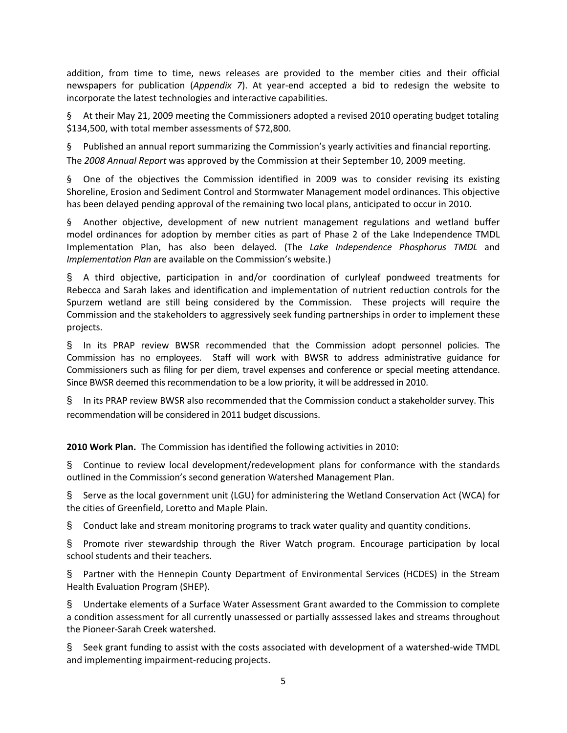addition, from time to time, news releases are provided to the member cities and their official newspapers for publication (*Appendix 7*). At year-end accepted a bid to redesign the website to incorporate the latest technologies and interactive capabilities.

§ At their May 21, 2009 meeting the Commissioners adopted a revised 2010 operating budget totaling $134,500, with total member assessments of $72,800.

§ Published an annual report summarizing the Commission's yearly activities and financial reporting. The *2008 Annual Report* was approved by the Commission at their September 10, 2009 meeting.

§ One of the objectives the Commission identified in 2009 was to consider revising its existing Shoreline, Erosion and Sediment Control and Stormwater Management model ordinances. This objective has been delayed pending approval of the remaining two local plans, anticipated to occur in 2010.

§ Another objective, development of new nutrient management regulations and wetland buffer model ordinances for adoption by member cities as part of Phase 2 of the Lake Independence TMDL Implementation Plan, has also been delayed. (The *Lake Independence Phosphorus TMDL* and *Implementation Plan* are available on the Commission's website.)

§ A third objective, participation in and/or coordination of curlyleaf pondweed treatments for Rebecca and Sarah lakes and identification and implementation of nutrient reduction controls for the Spurzem wetland are still being considered by the Commission. These projects will require the Commission and the stakeholders to aggressively seek funding partnerships in order to implement these projects.

§ In its PRAP review BWSR recommended that the Commission adopt personnel policies. The Commission has no employees. Staff will work with BWSR to address administrative guidance for Commissioners such as filing for per diem, travel expenses and conference or special meeting attendance. Since BWSR deemed this recommendation to be a low priority, it will be addressed in 2010.

§ In its PRAP review BWSR also recommended that the Commission conduct a stakeholder survey. This recommendation will be considered in 2011 budget discussions.

**2010 Work Plan.** The Commission has identified the following activities in 2010:

§ Continue to review local development/redevelopment plans for conformance with the standards outlined in the Commission's second generation Watershed Management Plan.

§ Serve as the local government unit (LGU) for administering the Wetland Conservation Act (WCA) for the cities of Greenfield, Loretto and Maple Plain.

§ Conduct lake and stream monitoring programs to track water quality and quantity conditions.

§ Promote river stewardship through the River Watch program. Encourage participation by local school students and their teachers.

§ Partner with the Hennepin County Department of Environmental Services (HCDES) in the Stream Health Evaluation Program (SHEP).

§ Undertake elements of a Surface Water Assessment Grant awarded to the Commission to complete a condition assessment for all currently unassessed or partially asssessed lakes and streams throughout the Pioneer-Sarah Creek watershed.

§ Seek grant funding to assist with the costs associated with development of a watershed-wide TMDL and implementing impairment-reducing projects.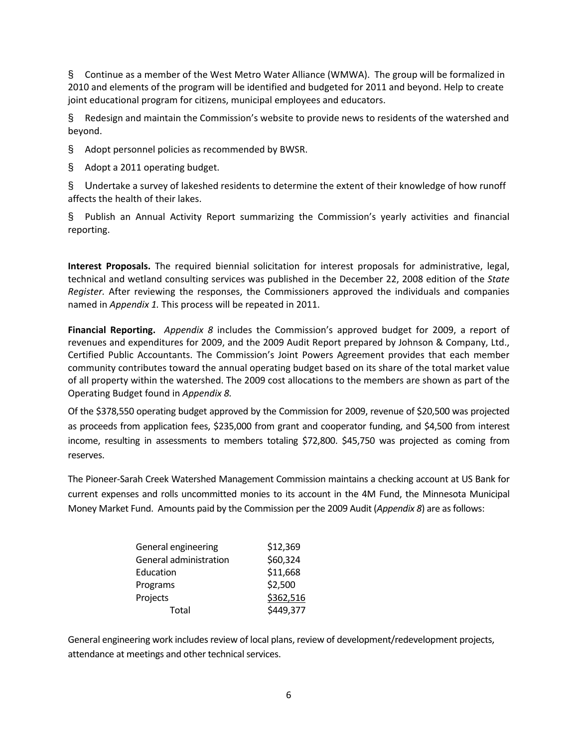§ Continue as a member of the West Metro Water Alliance (WMWA). The group will be formalized in 2010 and elements of the program will be identified and budgeted for 2011 and beyond. Help to create joint educational program for citizens, municipal employees and educators.

§ Redesign and maintain the Commission's website to provide news to residents of the watershed and beyond.

§ Adopt personnel policies as recommended by BWSR.

§ Adopt a 2011 operating budget.

§ Undertake a survey of lakeshed residents to determine the extent of their knowledge of how runoff affects the health of their lakes.

§ Publish an Annual Activity Report summarizing the Commission's yearly activities and financial reporting.

**Interest Proposals.** The required biennial solicitation for interest proposals for administrative, legal, technical and wetland consulting services was published in the December 22, 2008 edition of the *State Register.* After reviewing the responses, the Commissioners approved the individuals and companies named in *Appendix 1.* This process will be repeated in 2011.

**Financial Reporting.** *Appendix 8* includes the Commission's approved budget for 2009, a report of revenues and expenditures for 2009, and the 2009 Audit Report prepared by Johnson & Company, Ltd., Certified Public Accountants. The Commission's Joint Powers Agreement provides that each member community contributes toward the annual operating budget based on its share of the total market value of all property within the watershed. The 2009 cost allocations to the members are shown as part of the Operating Budget found in *Appendix 8.*

Of the $378,550 operating budget approved by the Commission for 2009, revenue of $20,500 was projected as proceeds from application fees, $235,000 from grant and cooperator funding, and $4,500 from interest income, resulting in assessments to members totaling $72,800. $45,750 was projected as coming from reserves.

The Pioneer-Sarah Creek Watershed Management Commission maintains a checking account at US Bank for current expenses and rolls uncommitted monies to its account in the 4M Fund, the Minnesota Municipal Money Market Fund. Amounts paid by the Commission per the 2009 Audit (*Appendix 8*) are as follows:

| | |
|---|---|
| General engineering | $12,369 |
| General administration | $60,324 |
| Education | $11,668 |
| Programs | $2,500 |
| Projects | $362,516 |
| Total | $449,377 |

General engineering work includes review of local plans, review of development/redevelopment projects, attendance at meetings and other technical services.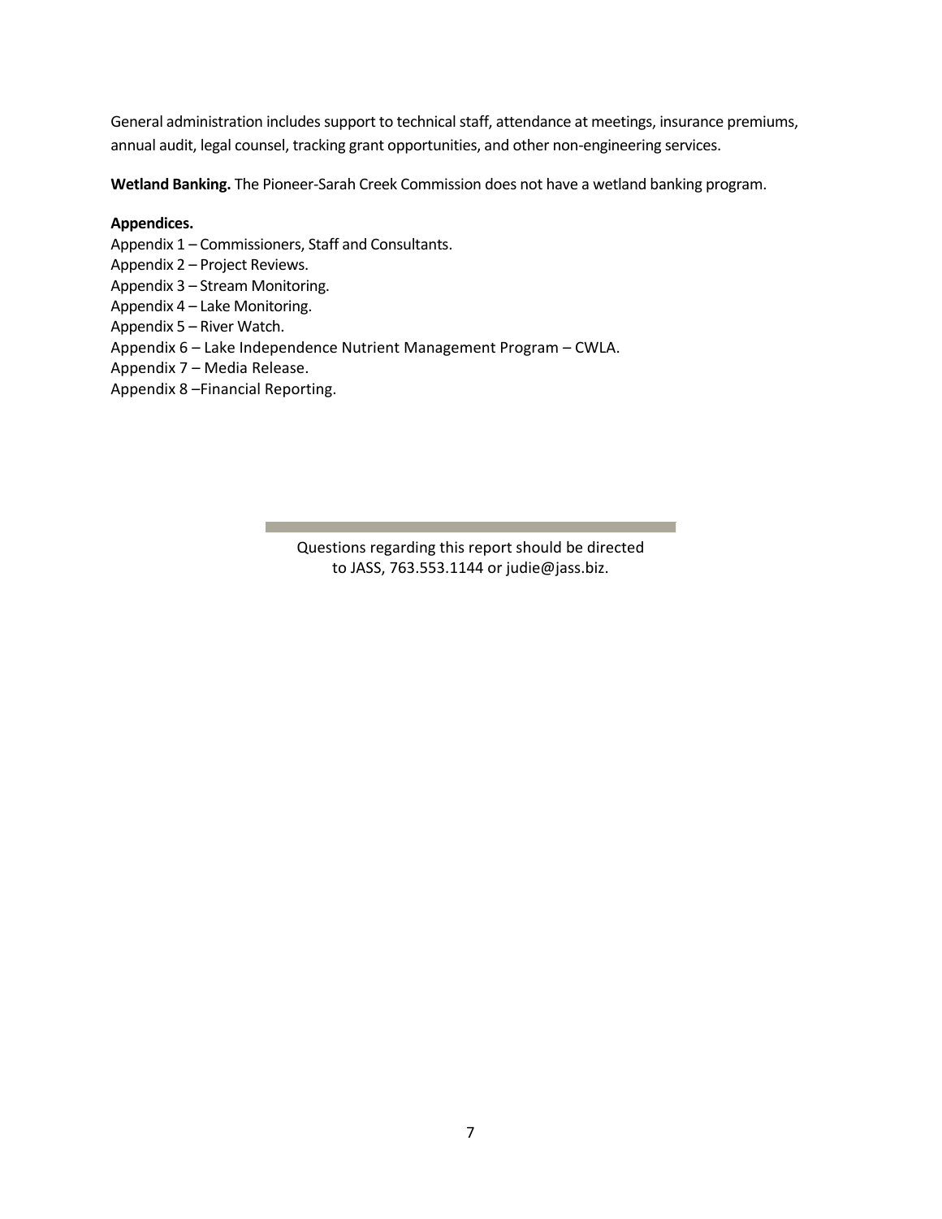General administration includes support to technical staff, attendance at meetings, insurance premiums, annual audit, legal counsel, tracking grant opportunities, and other non-engineering services.

**Wetland Banking.** The Pioneer-Sarah Creek Commission does not have a wetland banking program.

**Appendices.**

Appendix 1 – Commissioners, Staff and Consultants.
Appendix 2 – Project Reviews.
Appendix 3 – Stream Monitoring.
Appendix 4 – Lake Monitoring.
Appendix 5 – River Watch.
Appendix 6 – Lake Independence Nutrient Management Program – CWLA.
Appendix 7 – Media Release.
Appendix 8 –Financial Reporting.

---

Questions regarding this report should be directed to JASS, 763.553.1144 or judie@jass.biz.